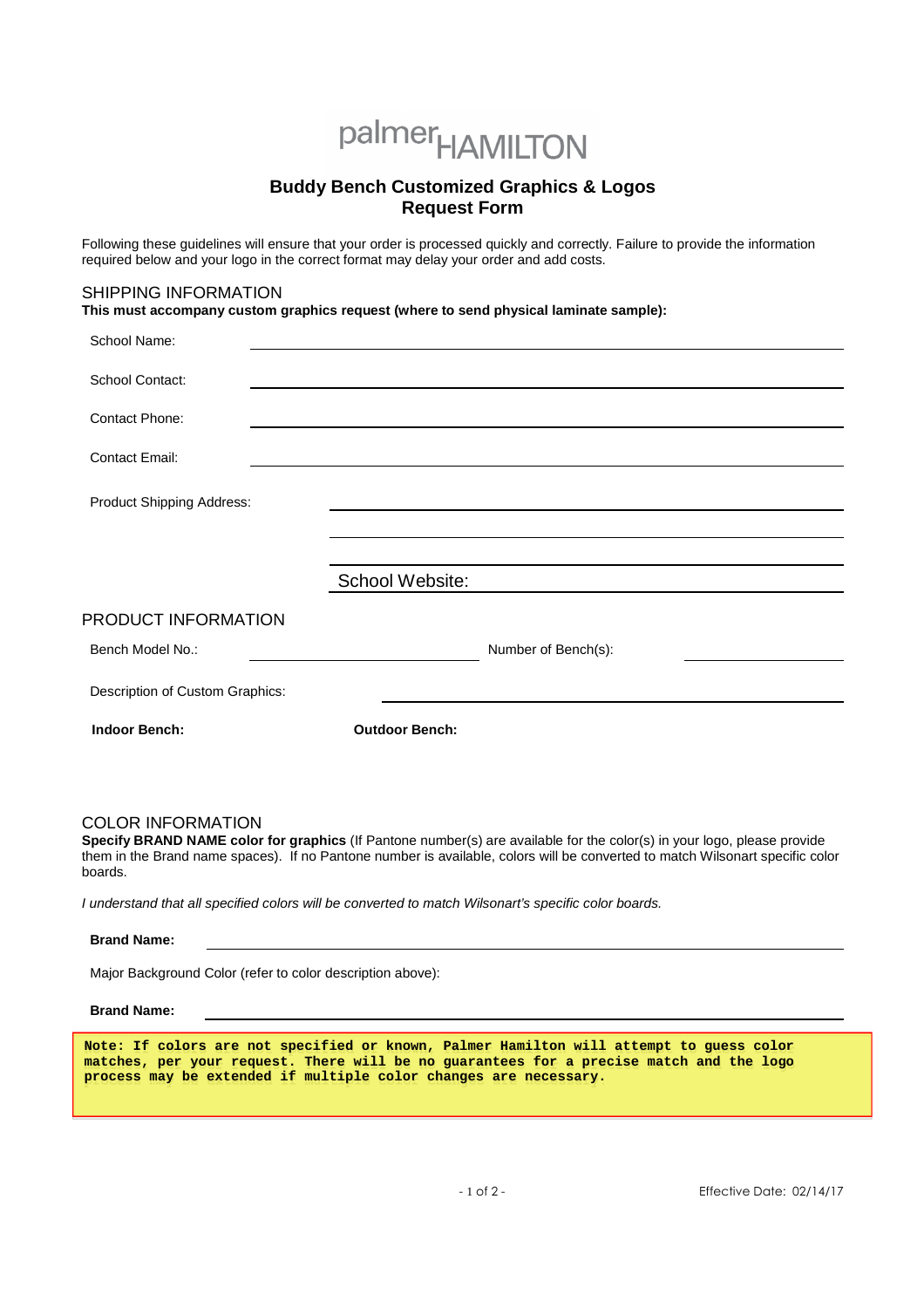palmer HAMILTON

# Buddy Bench Customized Graphics & Logos Request Form

Following these guidelines will ensure that your order is processed quickly and correctly. Failure to provide the information required below and your logo in the correct format may delay your order and add costs.

## SHIPPING INFORMATION

**This must accompany custom graphics request (where to send physical laminate sample):**

School Name: ______________________________

School Contact: ______________________________

Contact Phone: ______________________________

Contact Email: ______________________________

Product Shipping Address: ______________________________

______________________________

______________________________

School Website: ______________________________

## PRODUCT INFORMATION

Bench Model No.: ______________________ Number of Bench(s): ______________

Description of Custom Graphics: ______________________________

**Indoor Bench:** **Outdoor Bench:**

## COLOR INFORMATION

**Specify BRAND NAME color for graphics** (If Pantone number(s) are available for the color(s) in your logo, please provide them in the Brand name spaces). If no Pantone number is available, colors will be converted to match Wilsonart specific color boards.

*I understand that all specified colors will be converted to match Wilsonart's specific color boards.*

**Brand Name:** ______________________________

Major Background Color (refer to color description above):

**Brand Name:** ______________________________

**Note: If colors are not specified or known, Palmer Hamilton will attempt to guess color matches, per your request. There will be no guarantees for a precise match and the logo process may be extended if multiple color changes are necessary.**

Effective Date: 02/14/17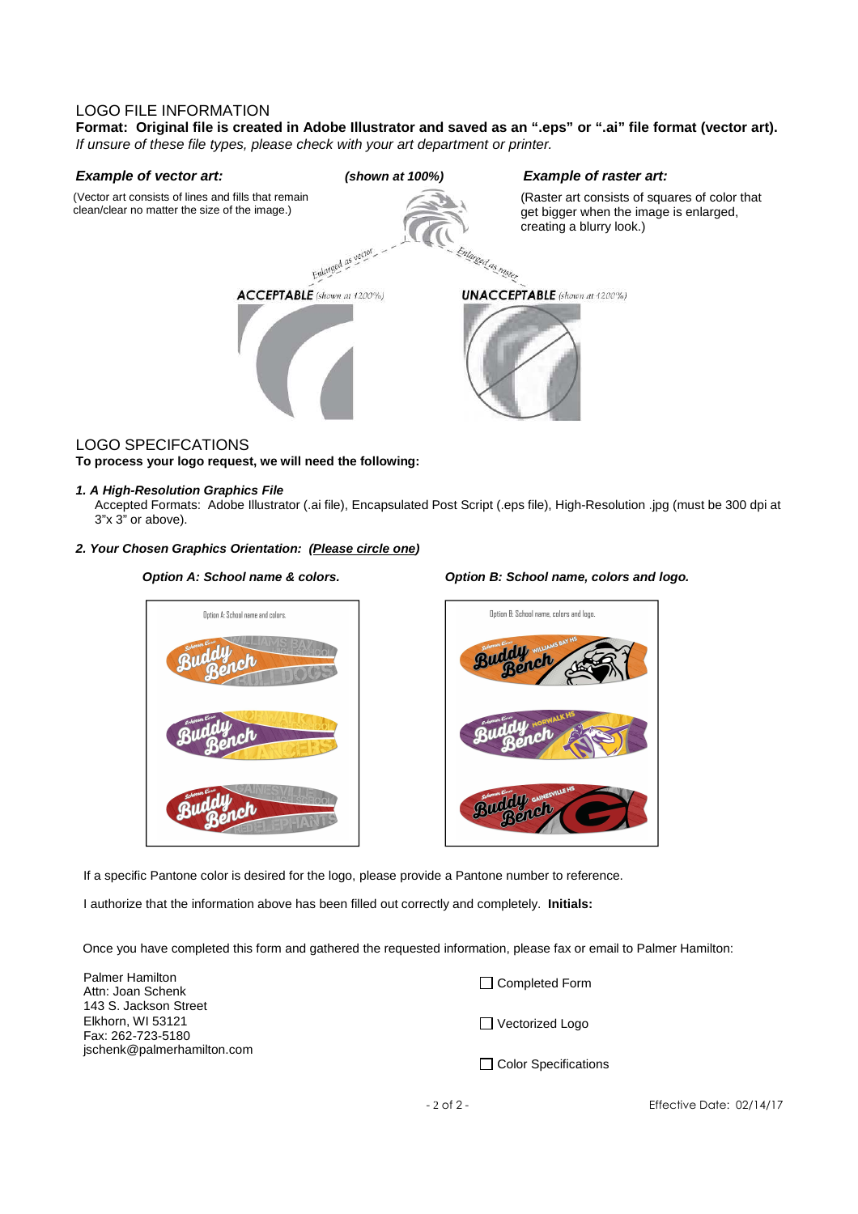## LOGO FILE INFORMATION

**Format: Original file is created in Adobe Illustrator and saved as an ".eps" or ".ai" file format (vector art).**
*If unsure of these file types, please check with your art department or printer.*

***Example of vector art:***

(Vector art consists of lines and fills that remain clean/clear no matter the size of the image.)

***(shown at 100%)***

***Example of raster art:***

(Raster art consists of squares of color that get bigger when the image is enlarged, creating a blurry look.)

Enlarged as vector

Enlarged as raster

**ACCEPTABLE** *(shown at 1200%)*

**UNACCEPTABLE** *(shown at 1200%)*

## LOGO SPECIFCATIONS

**To process your logo request, we will need the following:**

***1. A High-Resolution Graphics File***

Accepted Formats: Adobe Illustrator (.ai file), Encapsulated Post Script (.eps file), High-Resolution .jpg (must be 300 dpi at 3"x 3" or above).

***2. Your Chosen Graphics Orientation: (Please circle one)***

***Option A: School name & colors.***

Option A: School name and colors.

***Option B: School name, colors and logo.***

Option B: School name, colors and logo.

If a specific Pantone color is desired for the logo, please provide a Pantone number to reference.

I authorize that the information above has been filled out correctly and completely. **Initials:**

Once you have completed this form and gathered the requested information, please fax or email to Palmer Hamilton:

Palmer Hamilton
Attn: Joan Schenk
143 S. Jackson Street
Elkhorn, WI 53121
Fax: 262-723-5180
jschenk@palmerhamilton.com

☐ Completed Form

☐ Vectorized Logo

☐ Color Specifications

Effective Date: 02/14/17